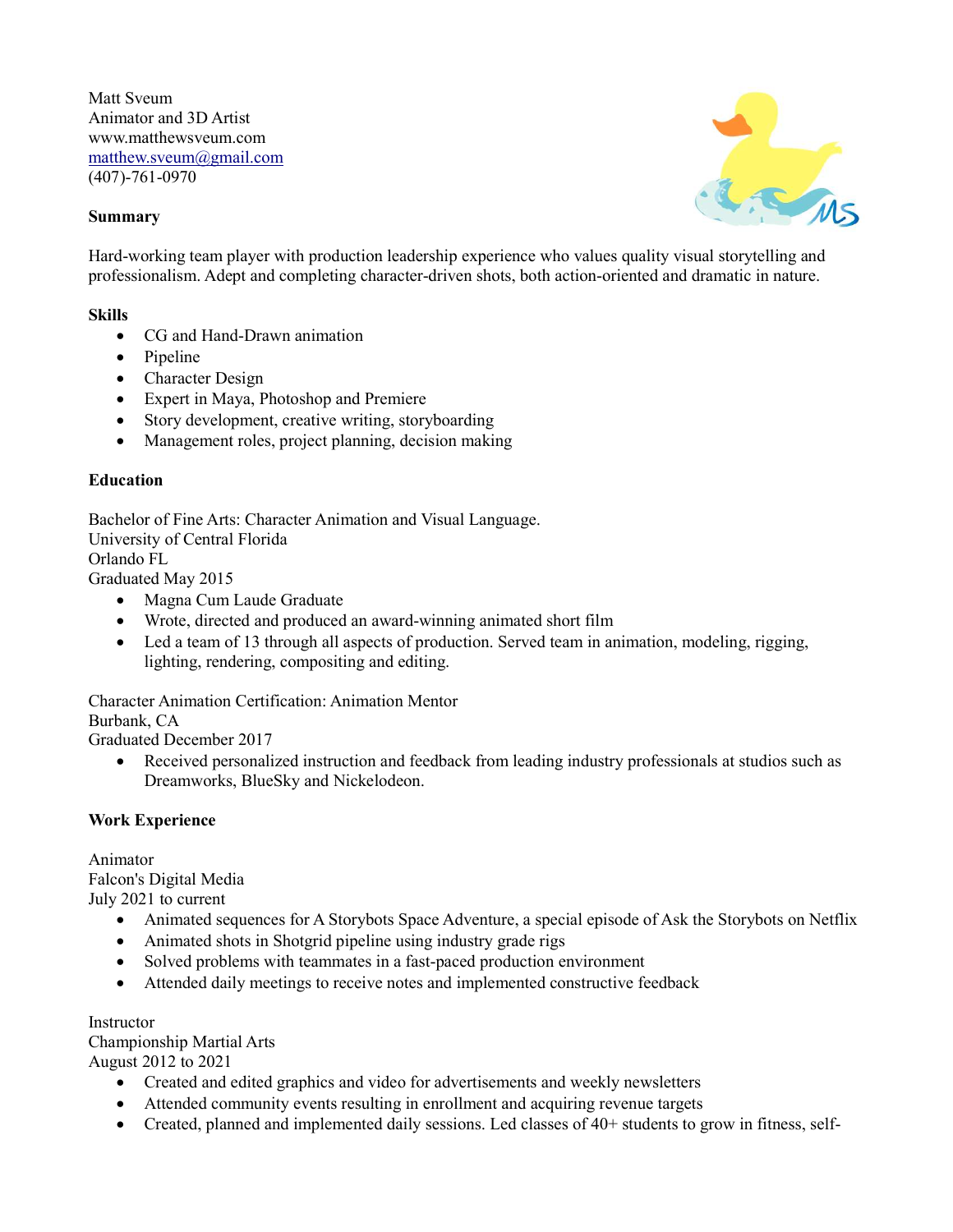Matt Sveum
Animator and 3D Artist
www.matthewsveum.com
matthew.sveum@gmail.com
(407)-761-0970

## Summary

Hard-working team player with production leadership experience who values quality visual storytelling and professionalism. Adept and completing character-driven shots, both action-oriented and dramatic in nature.

## Skills

- CG and Hand-Drawn animation
- Pipeline
- Character Design
- Expert in Maya, Photoshop and Premiere
- Story development, creative writing, storyboarding
- Management roles, project planning, decision making

## Education

Bachelor of Fine Arts: Character Animation and Visual Language.
University of Central Florida
Orlando FL
Graduated May 2015

- Magna Cum Laude Graduate
- Wrote, directed and produced an award-winning animated short film
- Led a team of 13 through all aspects of production. Served team in animation, modeling, rigging, lighting, rendering, compositing and editing.

Character Animation Certification: Animation Mentor
Burbank, CA
Graduated December 2017

- Received personalized instruction and feedback from leading industry professionals at studios such as Dreamworks, BlueSky and Nickelodeon.

## Work Experience

Animator
Falcon's Digital Media
July 2021 to current

- Animated sequences for A Storybots Space Adventure, a special episode of Ask the Storybots on Netflix
- Animated shots in Shotgrid pipeline using industry grade rigs
- Solved problems with teammates in a fast-paced production environment
- Attended daily meetings to receive notes and implemented constructive feedback

Instructor
Championship Martial Arts
August 2012 to 2021

- Created and edited graphics and video for advertisements and weekly newsletters
- Attended community events resulting in enrollment and acquiring revenue targets
- Created, planned and implemented daily sessions. Led classes of 40+ students to grow in fitness, self-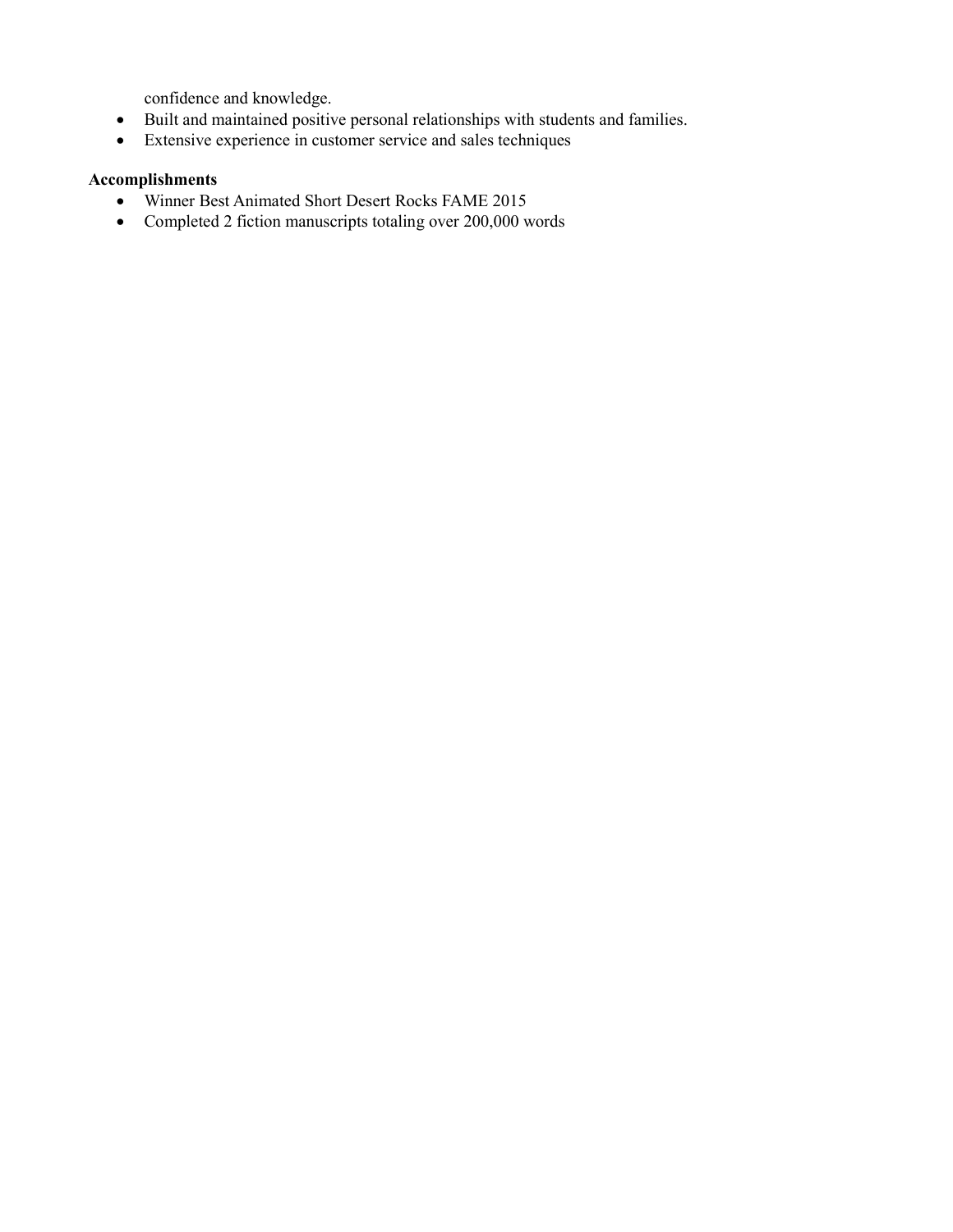confidence and knowledge.

- Built and maintained positive personal relationships with students and families.
- Extensive experience in customer service and sales techniques

**Accomplishments**

- Winner Best Animated Short Desert Rocks FAME 2015
- Completed 2 fiction manuscripts totaling over 200,000 words